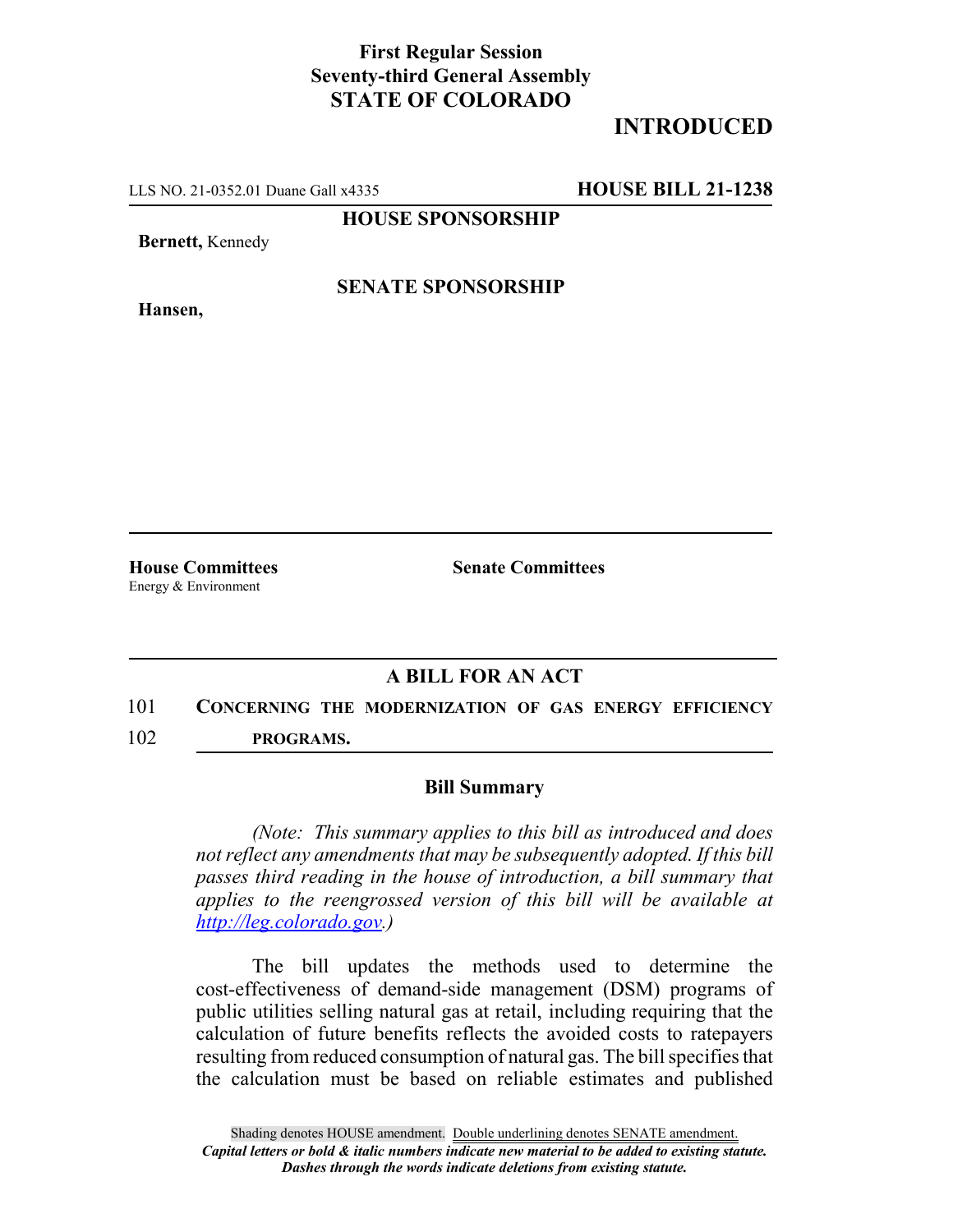**First Regular Session**
**Seventy-third General Assembly**
**STATE OF COLORADO**

# INTRODUCED

LLS NO. 21-0352.01 Duane Gall x4335 **HOUSE BILL 21-1238**

**HOUSE SPONSORSHIP**

**Bernett,** Kennedy

**SENATE SPONSORSHIP**

**Hansen,**

**House Committees**
Energy & Environment

**Senate Committees**

## A BILL FOR AN ACT

101 **CONCERNING THE MODERNIZATION OF GAS ENERGY EFFICIENCY**
102 **PROGRAMS.**

### Bill Summary

*(Note: This summary applies to this bill as introduced and does not reflect any amendments that may be subsequently adopted. If this bill passes third reading in the house of introduction, a bill summary that applies to the reengrossed version of this bill will be available at http://leg.colorado.gov.)*

The bill updates the methods used to determine the cost-effectiveness of demand-side management (DSM) programs of public utilities selling natural gas at retail, including requiring that the calculation of future benefits reflects the avoided costs to ratepayers resulting from reduced consumption of natural gas. The bill specifies that the calculation must be based on reliable estimates and published

Shading denotes HOUSE amendment. Double underlining denotes SENATE amendment.
*Capital letters or bold & italic numbers indicate new material to be added to existing statute.*
*Dashes through the words indicate deletions from existing statute.*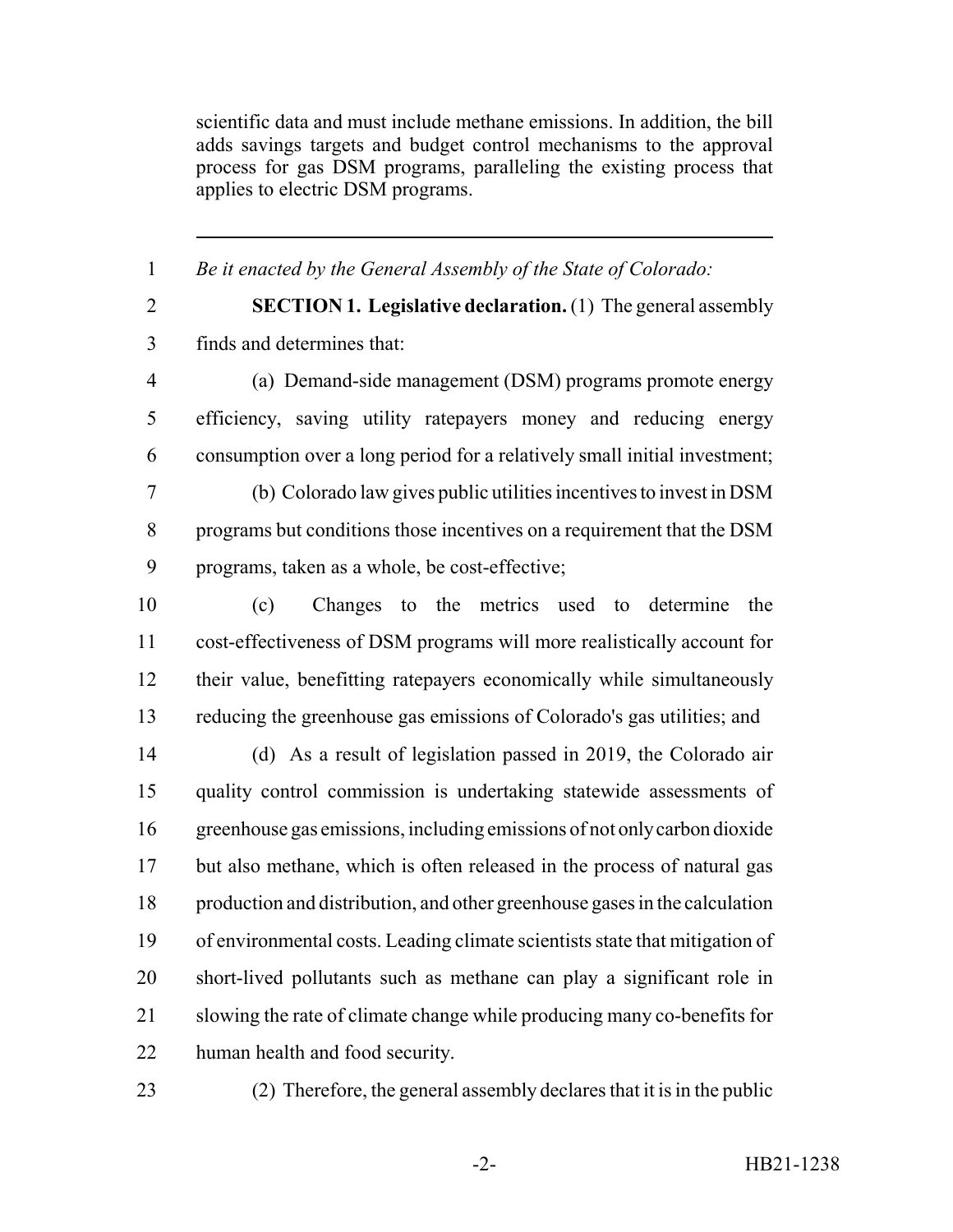scientific data and must include methane emissions. In addition, the bill adds savings targets and budget control mechanisms to the approval process for gas DSM programs, paralleling the existing process that applies to electric DSM programs.

---

*Be it enacted by the General Assembly of the State of Colorado:*

**SECTION 1. Legislative declaration.** (1) The general assembly finds and determines that:

(a) Demand-side management (DSM) programs promote energy efficiency, saving utility ratepayers money and reducing energy consumption over a long period for a relatively small initial investment;

(b) Colorado law gives public utilities incentives to invest in DSM programs but conditions those incentives on a requirement that the DSM programs, taken as a whole, be cost-effective;

(c) Changes to the metrics used to determine the cost-effectiveness of DSM programs will more realistically account for their value, benefitting ratepayers economically while simultaneously reducing the greenhouse gas emissions of Colorado's gas utilities; and

(d) As a result of legislation passed in 2019, the Colorado air quality control commission is undertaking statewide assessments of greenhouse gas emissions, including emissions of not only carbon dioxide but also methane, which is often released in the process of natural gas production and distribution, and other greenhouse gases in the calculation of environmental costs. Leading climate scientists state that mitigation of short-lived pollutants such as methane can play a significant role in slowing the rate of climate change while producing many co-benefits for human health and food security.

(2) Therefore, the general assembly declares that it is in the public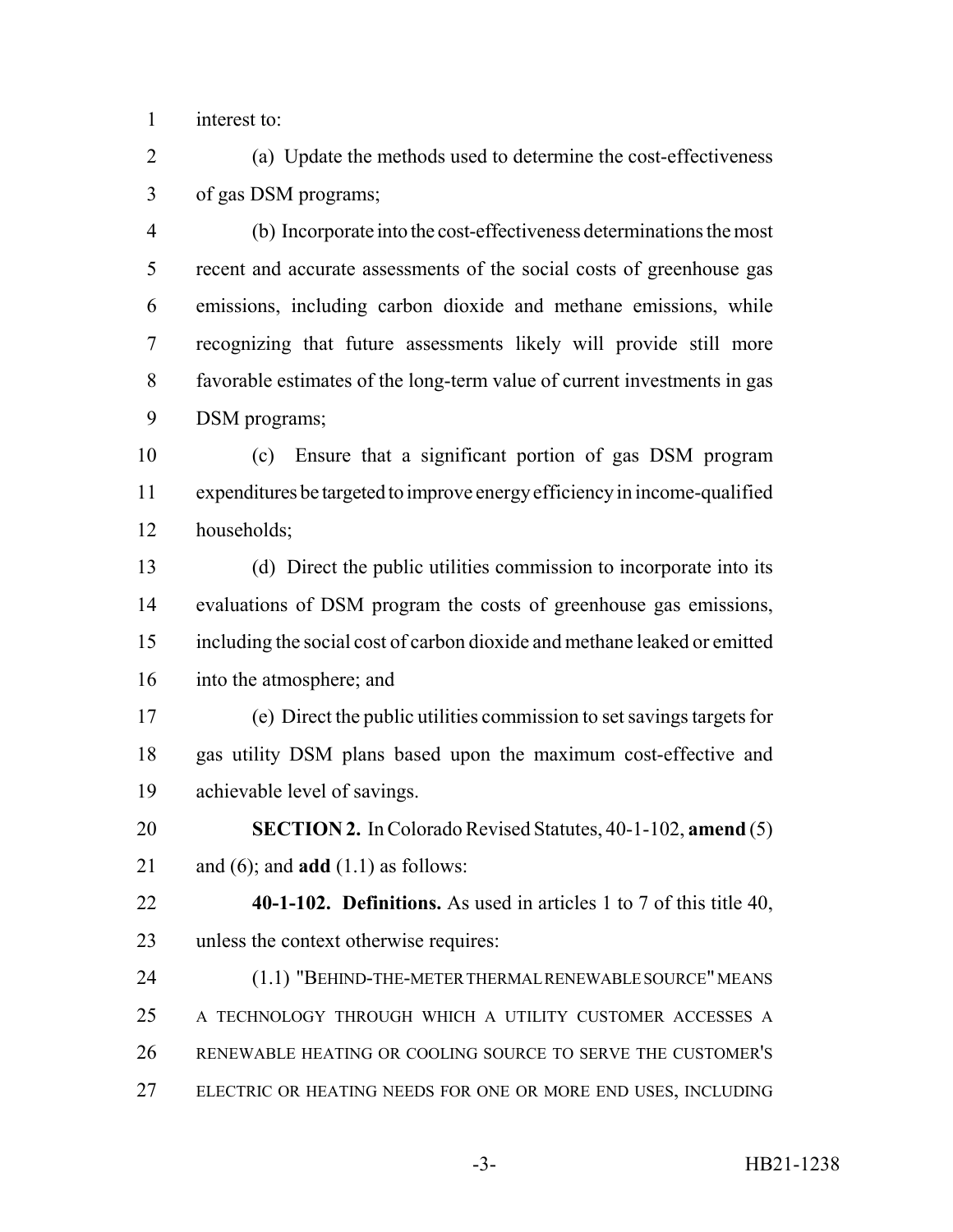interest to:

(a) Update the methods used to determine the cost-effectiveness of gas DSM programs;

(b) Incorporate into the cost-effectiveness determinations the most recent and accurate assessments of the social costs of greenhouse gas emissions, including carbon dioxide and methane emissions, while recognizing that future assessments likely will provide still more favorable estimates of the long-term value of current investments in gas DSM programs;

(c) Ensure that a significant portion of gas DSM program expenditures be targeted to improve energy efficiency in income-qualified households;

(d) Direct the public utilities commission to incorporate into its evaluations of DSM program the costs of greenhouse gas emissions, including the social cost of carbon dioxide and methane leaked or emitted into the atmosphere; and

(e) Direct the public utilities commission to set savings targets for gas utility DSM plans based upon the maximum cost-effective and achievable level of savings.

**SECTION 2.** In Colorado Revised Statutes, 40-1-102, **amend** (5) and (6); and **add** (1.1) as follows:

**40-1-102. Definitions.** As used in articles 1 to 7 of this title 40, unless the context otherwise requires:

(1.1) "BEHIND-THE-METER THERMAL RENEWABLE SOURCE" MEANS A TECHNOLOGY THROUGH WHICH A UTILITY CUSTOMER ACCESSES A RENEWABLE HEATING OR COOLING SOURCE TO SERVE THE CUSTOMER'S ELECTRIC OR HEATING NEEDS FOR ONE OR MORE END USES, INCLUDING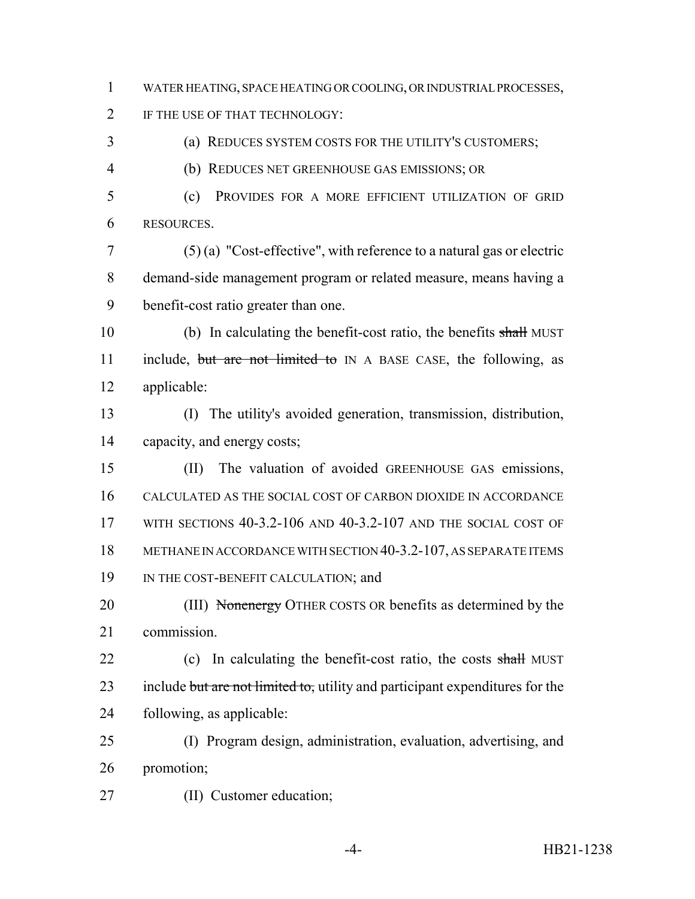WATER HEATING, SPACE HEATING OR COOLING, OR INDUSTRIAL PROCESSES, IF THE USE OF THAT TECHNOLOGY:

(a) REDUCES SYSTEM COSTS FOR THE UTILITY'S CUSTOMERS;

(b) REDUCES NET GREENHOUSE GAS EMISSIONS; OR

(c) PROVIDES FOR A MORE EFFICIENT UTILIZATION OF GRID RESOURCES.

(5) (a) "Cost-effective", with reference to a natural gas or electric demand-side management program or related measure, means having a benefit-cost ratio greater than one.

(b) In calculating the benefit-cost ratio, the benefits ~~shall~~ MUST include, ~~but are not limited to~~ IN A BASE CASE, the following, as applicable:

(I) The utility's avoided generation, transmission, distribution, capacity, and energy costs;

(II) The valuation of avoided GREENHOUSE GAS emissions, CALCULATED AS THE SOCIAL COST OF CARBON DIOXIDE IN ACCORDANCE WITH SECTIONS 40-3.2-106 AND 40-3.2-107 AND THE SOCIAL COST OF METHANE IN ACCORDANCE WITH SECTION 40-3.2-107, AS SEPARATE ITEMS IN THE COST-BENEFIT CALCULATION; and

(III) ~~Nonenergy~~ OTHER COSTS OR benefits as determined by the commission.

(c) In calculating the benefit-cost ratio, the costs ~~shall~~ MUST include ~~but are not limited to,~~ utility and participant expenditures for the following, as applicable:

(I) Program design, administration, evaluation, advertising, and promotion;

(II) Customer education;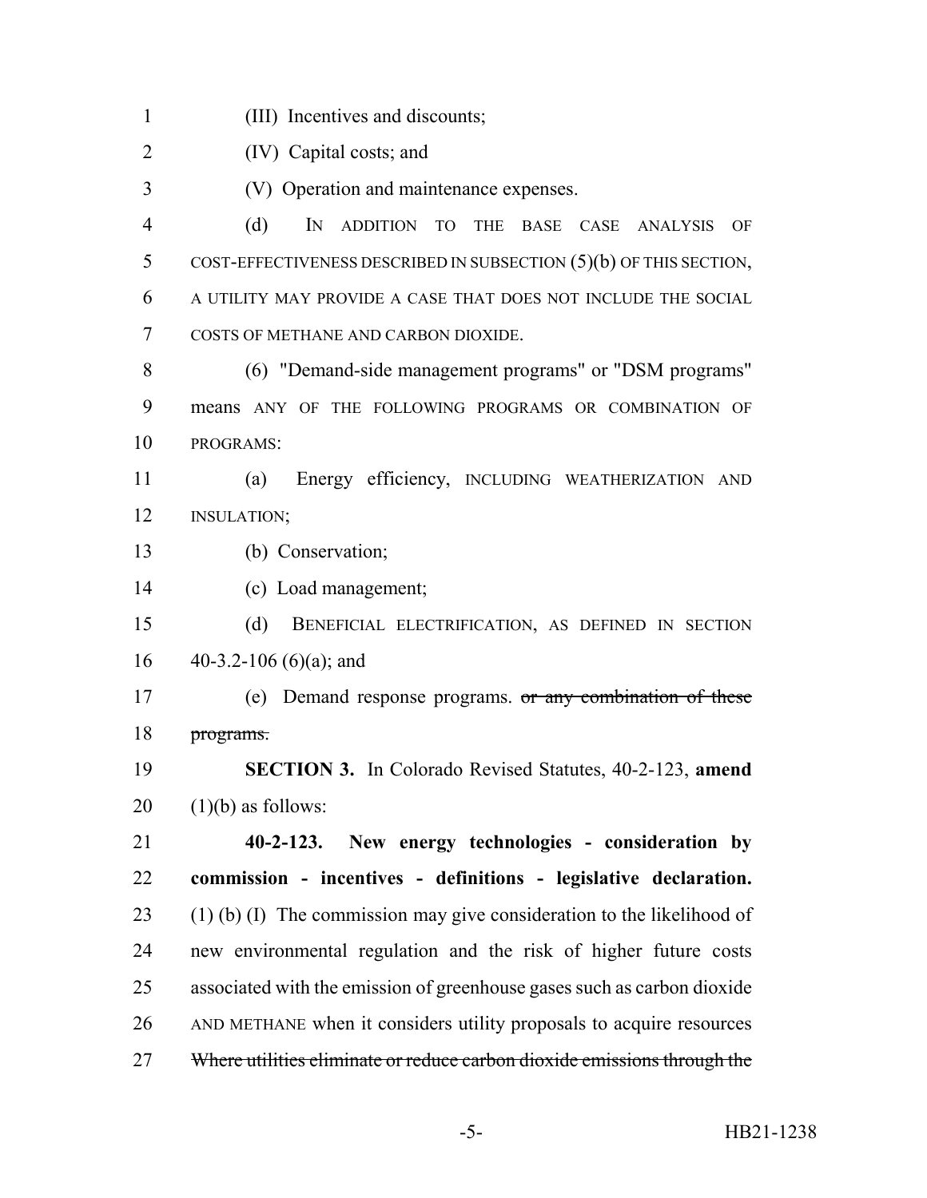(III) Incentives and discounts;

(IV) Capital costs; and

(V) Operation and maintenance expenses.

(d) IN ADDITION TO THE BASE CASE ANALYSIS OF COST-EFFECTIVENESS DESCRIBED IN SUBSECTION (5)(b) OF THIS SECTION, A UTILITY MAY PROVIDE A CASE THAT DOES NOT INCLUDE THE SOCIAL COSTS OF METHANE AND CARBON DIOXIDE.

(6) "Demand-side management programs" or "DSM programs" means ANY OF THE FOLLOWING PROGRAMS OR COMBINATION OF PROGRAMS:

(a) Energy efficiency, INCLUDING WEATHERIZATION AND INSULATION;

(b) Conservation;

(c) Load management;

(d) BENEFICIAL ELECTRIFICATION, AS DEFINED IN SECTION 40-3.2-106 (6)(a); and

(e) Demand response programs. ~~or any combination of these programs.~~

**SECTION 3.** In Colorado Revised Statutes, 40-2-123, **amend** (1)(b) as follows:

**40-2-123. New energy technologies - consideration by commission - incentives - definitions - legislative declaration.** (1) (b) (I) The commission may give consideration to the likelihood of new environmental regulation and the risk of higher future costs associated with the emission of greenhouse gases such as carbon dioxide AND METHANE when it considers utility proposals to acquire resources ~~Where utilities eliminate or reduce carbon dioxide emissions through the~~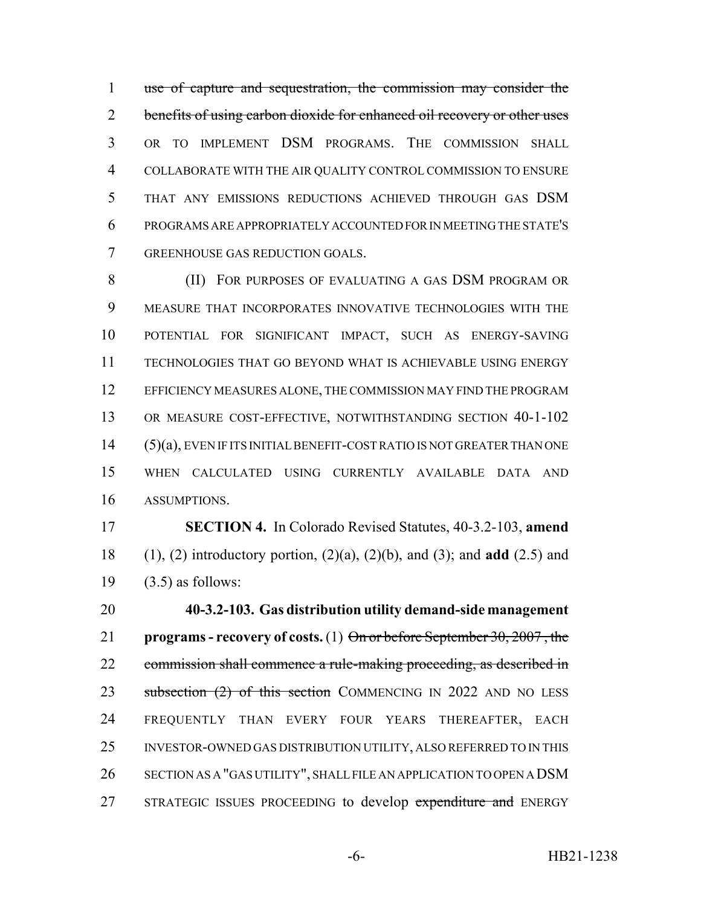~~use of capture and sequestration, the commission may consider the benefits of using carbon dioxide for enhanced oil recovery or other uses~~ OR TO IMPLEMENT DSM PROGRAMS. THE COMMISSION SHALL COLLABORATE WITH THE AIR QUALITY CONTROL COMMISSION TO ENSURE THAT ANY EMISSIONS REDUCTIONS ACHIEVED THROUGH GAS DSM PROGRAMS ARE APPROPRIATELY ACCOUNTED FOR IN MEETING THE STATE'S GREENHOUSE GAS REDUCTION GOALS.

(II) FOR PURPOSES OF EVALUATING A GAS DSM PROGRAM OR MEASURE THAT INCORPORATES INNOVATIVE TECHNOLOGIES WITH THE POTENTIAL FOR SIGNIFICANT IMPACT, SUCH AS ENERGY-SAVING TECHNOLOGIES THAT GO BEYOND WHAT IS ACHIEVABLE USING ENERGY EFFICIENCY MEASURES ALONE, THE COMMISSION MAY FIND THE PROGRAM OR MEASURE COST-EFFECTIVE, NOTWITHSTANDING SECTION 40-1-102 (5)(a), EVEN IF ITS INITIAL BENEFIT-COST RATIO IS NOT GREATER THAN ONE WHEN CALCULATED USING CURRENTLY AVAILABLE DATA AND ASSUMPTIONS.

**SECTION 4.** In Colorado Revised Statutes, 40-3.2-103, **amend** (1), (2) introductory portion, (2)(a), (2)(b), and (3); and **add** (2.5) and (3.5) as follows:

**40-3.2-103. Gas distribution utility demand-side management programs - recovery of costs.** (1) ~~On or before September 30, 2007, the commission shall commence a rule-making proceeding, as described in subsection (2) of this section~~ COMMENCING IN 2022 AND NO LESS FREQUENTLY THAN EVERY FOUR YEARS THEREAFTER, EACH INVESTOR-OWNED GAS DISTRIBUTION UTILITY, ALSO REFERRED TO IN THIS SECTION AS A "GAS UTILITY", SHALL FILE AN APPLICATION TO OPEN A DSM STRATEGIC ISSUES PROCEEDING to develop ~~expenditure and~~ ENERGY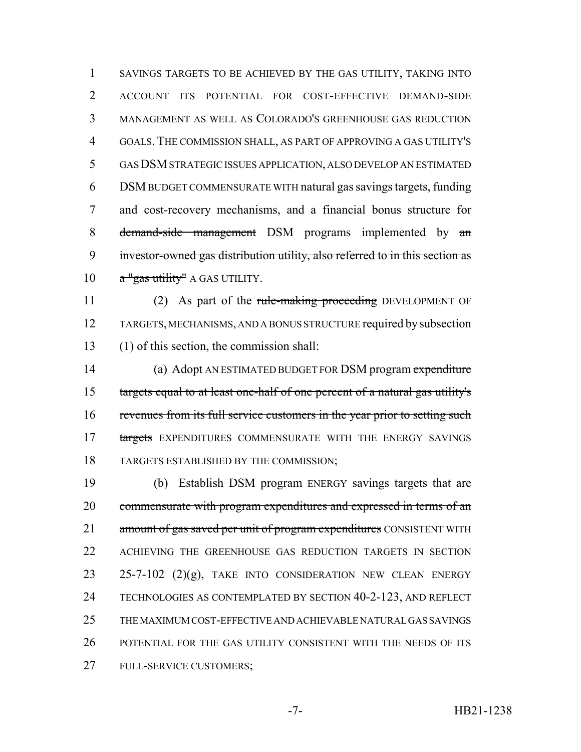SAVINGS TARGETS TO BE ACHIEVED BY THE GAS UTILITY, TAKING INTO ACCOUNT ITS POTENTIAL FOR COST-EFFECTIVE DEMAND-SIDE MANAGEMENT AS WELL AS COLORADO'S GREENHOUSE GAS REDUCTION GOALS. THE COMMISSION SHALL, AS PART OF APPROVING A GAS UTILITY'S GAS DSM STRATEGIC ISSUES APPLICATION, ALSO DEVELOP AN ESTIMATED DSM BUDGET COMMENSURATE WITH natural gas savings targets, funding and cost-recovery mechanisms, and a financial bonus structure for ~~demand-side management~~ DSM programs implemented by ~~an investor-owned gas distribution utility, also referred to in this section as a "gas utility"~~ A GAS UTILITY.

(2) As part of the ~~rule-making proceeding~~ DEVELOPMENT OF TARGETS, MECHANISMS, AND A BONUS STRUCTURE required by subsection (1) of this section, the commission shall:

(a) Adopt AN ESTIMATED BUDGET FOR DSM program ~~expenditure targets equal to at least one-half of one percent of a natural gas utility's revenues from its full service customers in the year prior to setting such targets~~ EXPENDITURES COMMENSURATE WITH THE ENERGY SAVINGS TARGETS ESTABLISHED BY THE COMMISSION;

(b) Establish DSM program ENERGY savings targets that are ~~commensurate with program expenditures and expressed in terms of an amount of gas saved per unit of program expenditures~~ CONSISTENT WITH ACHIEVING THE GREENHOUSE GAS REDUCTION TARGETS IN SECTION 25-7-102 (2)(g), TAKE INTO CONSIDERATION NEW CLEAN ENERGY TECHNOLOGIES AS CONTEMPLATED BY SECTION 40-2-123, AND REFLECT THE MAXIMUM COST-EFFECTIVE AND ACHIEVABLE NATURAL GAS SAVINGS POTENTIAL FOR THE GAS UTILITY CONSISTENT WITH THE NEEDS OF ITS FULL-SERVICE CUSTOMERS;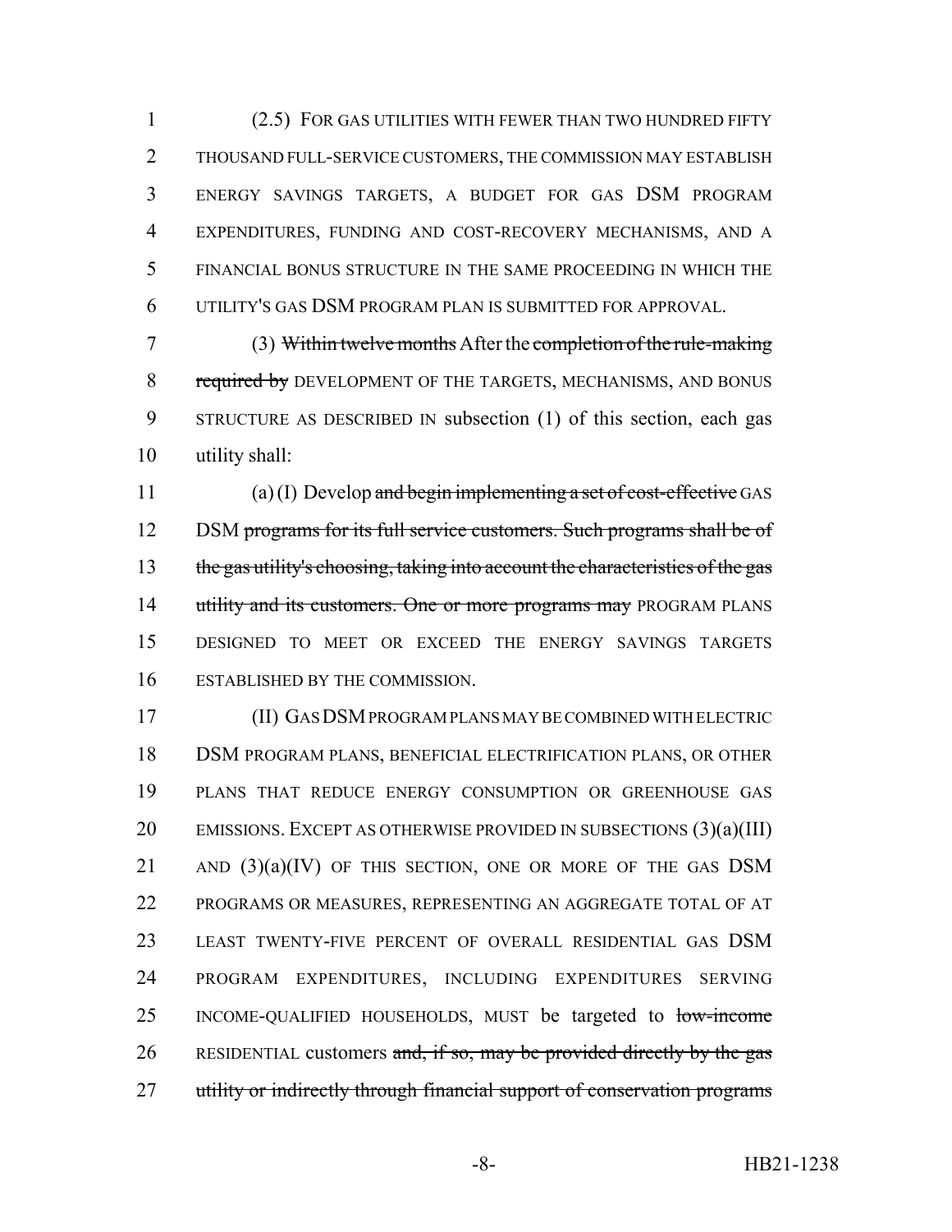(2.5) FOR GAS UTILITIES WITH FEWER THAN TWO HUNDRED FIFTY THOUSAND FULL-SERVICE CUSTOMERS, THE COMMISSION MAY ESTABLISH ENERGY SAVINGS TARGETS, A BUDGET FOR GAS DSM PROGRAM EXPENDITURES, FUNDING AND COST-RECOVERY MECHANISMS, AND A FINANCIAL BONUS STRUCTURE IN THE SAME PROCEEDING IN WHICH THE UTILITY'S GAS DSM PROGRAM PLAN IS SUBMITTED FOR APPROVAL.

(3) ~~Within twelve months~~ After the ~~completion of the rule-making required by~~ DEVELOPMENT OF THE TARGETS, MECHANISMS, AND BONUS STRUCTURE AS DESCRIBED IN subsection (1) of this section, each gas utility shall:

(a) (I) Develop ~~and begin implementing a set of cost-effective~~ GAS DSM ~~programs for its full service customers. Such programs shall be of the gas utility's choosing, taking into account the characteristics of the gas utility and its customers. One or more programs may~~ PROGRAM PLANS DESIGNED TO MEET OR EXCEED THE ENERGY SAVINGS TARGETS ESTABLISHED BY THE COMMISSION.

(II) GAS DSM PROGRAM PLANS MAY BE COMBINED WITH ELECTRIC DSM PROGRAM PLANS, BENEFICIAL ELECTRIFICATION PLANS, OR OTHER PLANS THAT REDUCE ENERGY CONSUMPTION OR GREENHOUSE GAS EMISSIONS. EXCEPT AS OTHERWISE PROVIDED IN SUBSECTIONS (3)(a)(III) AND (3)(a)(IV) OF THIS SECTION, ONE OR MORE OF THE GAS DSM PROGRAMS OR MEASURES, REPRESENTING AN AGGREGATE TOTAL OF AT LEAST TWENTY-FIVE PERCENT OF OVERALL RESIDENTIAL GAS DSM PROGRAM EXPENDITURES, INCLUDING EXPENDITURES SERVING INCOME-QUALIFIED HOUSEHOLDS, MUST be targeted to ~~low-income~~ RESIDENTIAL customers ~~and, if so, may be provided directly by the gas utility or indirectly through financial support of conservation programs~~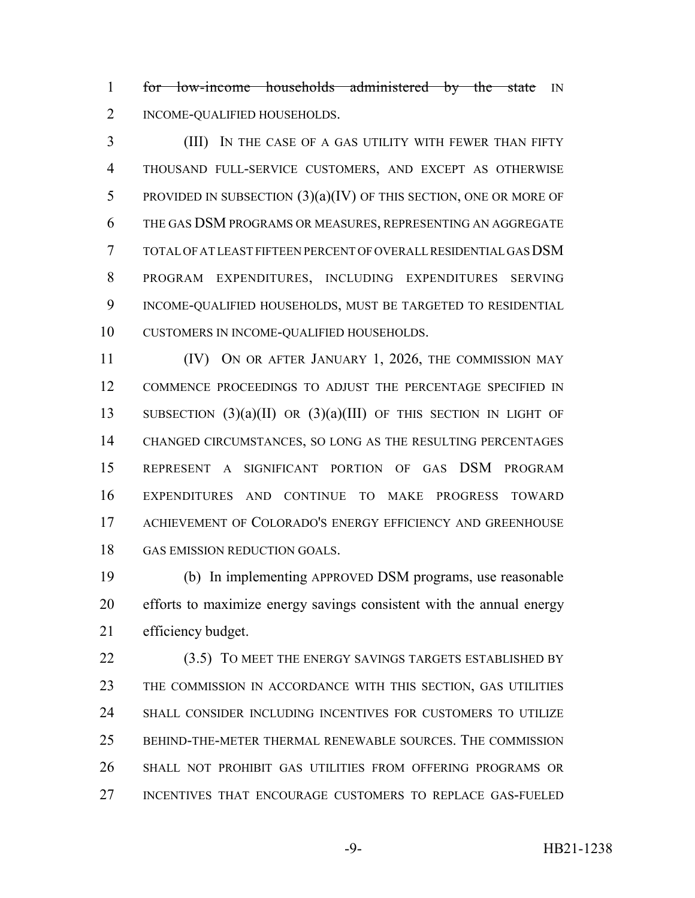~~for low-income households administered by the state~~ IN INCOME-QUALIFIED HOUSEHOLDS.

(III) IN THE CASE OF A GAS UTILITY WITH FEWER THAN FIFTY THOUSAND FULL-SERVICE CUSTOMERS, AND EXCEPT AS OTHERWISE PROVIDED IN SUBSECTION (3)(a)(IV) OF THIS SECTION, ONE OR MORE OF THE GAS DSM PROGRAMS OR MEASURES, REPRESENTING AN AGGREGATE TOTAL OF AT LEAST FIFTEEN PERCENT OF OVERALL RESIDENTIAL GAS DSM PROGRAM EXPENDITURES, INCLUDING EXPENDITURES SERVING INCOME-QUALIFIED HOUSEHOLDS, MUST BE TARGETED TO RESIDENTIAL CUSTOMERS IN INCOME-QUALIFIED HOUSEHOLDS.

(IV) ON OR AFTER JANUARY 1, 2026, THE COMMISSION MAY COMMENCE PROCEEDINGS TO ADJUST THE PERCENTAGE SPECIFIED IN SUBSECTION (3)(a)(II) OR (3)(a)(III) OF THIS SECTION IN LIGHT OF CHANGED CIRCUMSTANCES, SO LONG AS THE RESULTING PERCENTAGES REPRESENT A SIGNIFICANT PORTION OF GAS DSM PROGRAM EXPENDITURES AND CONTINUE TO MAKE PROGRESS TOWARD ACHIEVEMENT OF COLORADO'S ENERGY EFFICIENCY AND GREENHOUSE GAS EMISSION REDUCTION GOALS.

(b) In implementing APPROVED DSM programs, use reasonable efforts to maximize energy savings consistent with the annual energy efficiency budget.

(3.5) TO MEET THE ENERGY SAVINGS TARGETS ESTABLISHED BY THE COMMISSION IN ACCORDANCE WITH THIS SECTION, GAS UTILITIES SHALL CONSIDER INCLUDING INCENTIVES FOR CUSTOMERS TO UTILIZE BEHIND-THE-METER THERMAL RENEWABLE SOURCES. THE COMMISSION SHALL NOT PROHIBIT GAS UTILITIES FROM OFFERING PROGRAMS OR INCENTIVES THAT ENCOURAGE CUSTOMERS TO REPLACE GAS-FUELED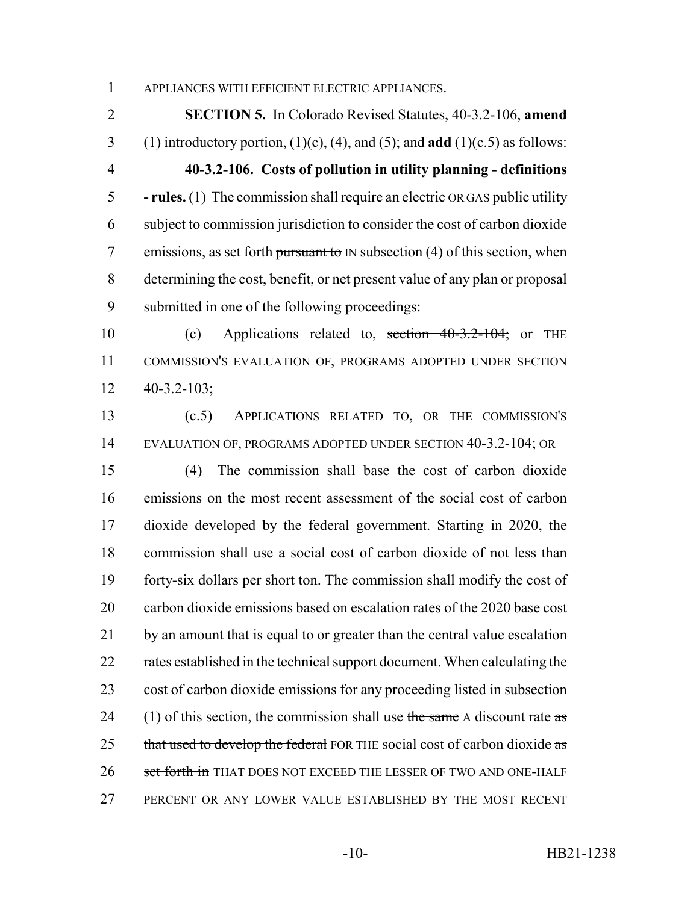APPLIANCES WITH EFFICIENT ELECTRIC APPLIANCES.

**SECTION 5.** In Colorado Revised Statutes, 40-3.2-106, **amend** (1) introductory portion, (1)(c), (4), and (5); and **add** (1)(c.5) as follows:

**40-3.2-106. Costs of pollution in utility planning - definitions - rules.** (1) The commission shall require an electric OR GAS public utility subject to commission jurisdiction to consider the cost of carbon dioxide emissions, as set forth ~~pursuant to~~ IN subsection (4) of this section, when determining the cost, benefit, or net present value of any plan or proposal submitted in one of the following proceedings:

(c) Applications related to, ~~section 40-3.2-104;~~ or THE COMMISSION'S EVALUATION OF, PROGRAMS ADOPTED UNDER SECTION 40-3.2-103;

(c.5) APPLICATIONS RELATED TO, OR THE COMMISSION'S EVALUATION OF, PROGRAMS ADOPTED UNDER SECTION 40-3.2-104; OR

(4) The commission shall base the cost of carbon dioxide emissions on the most recent assessment of the social cost of carbon dioxide developed by the federal government. Starting in 2020, the commission shall use a social cost of carbon dioxide of not less than forty-six dollars per short ton. The commission shall modify the cost of carbon dioxide emissions based on escalation rates of the 2020 base cost by an amount that is equal to or greater than the central value escalation rates established in the technical support document. When calculating the cost of carbon dioxide emissions for any proceeding listed in subsection (1) of this section, the commission shall use ~~the same~~ A discount rate ~~as that used to develop the federal~~ FOR THE social cost of carbon dioxide ~~as set forth in~~ THAT DOES NOT EXCEED THE LESSER OF TWO AND ONE-HALF PERCENT OR ANY LOWER VALUE ESTABLISHED BY THE MOST RECENT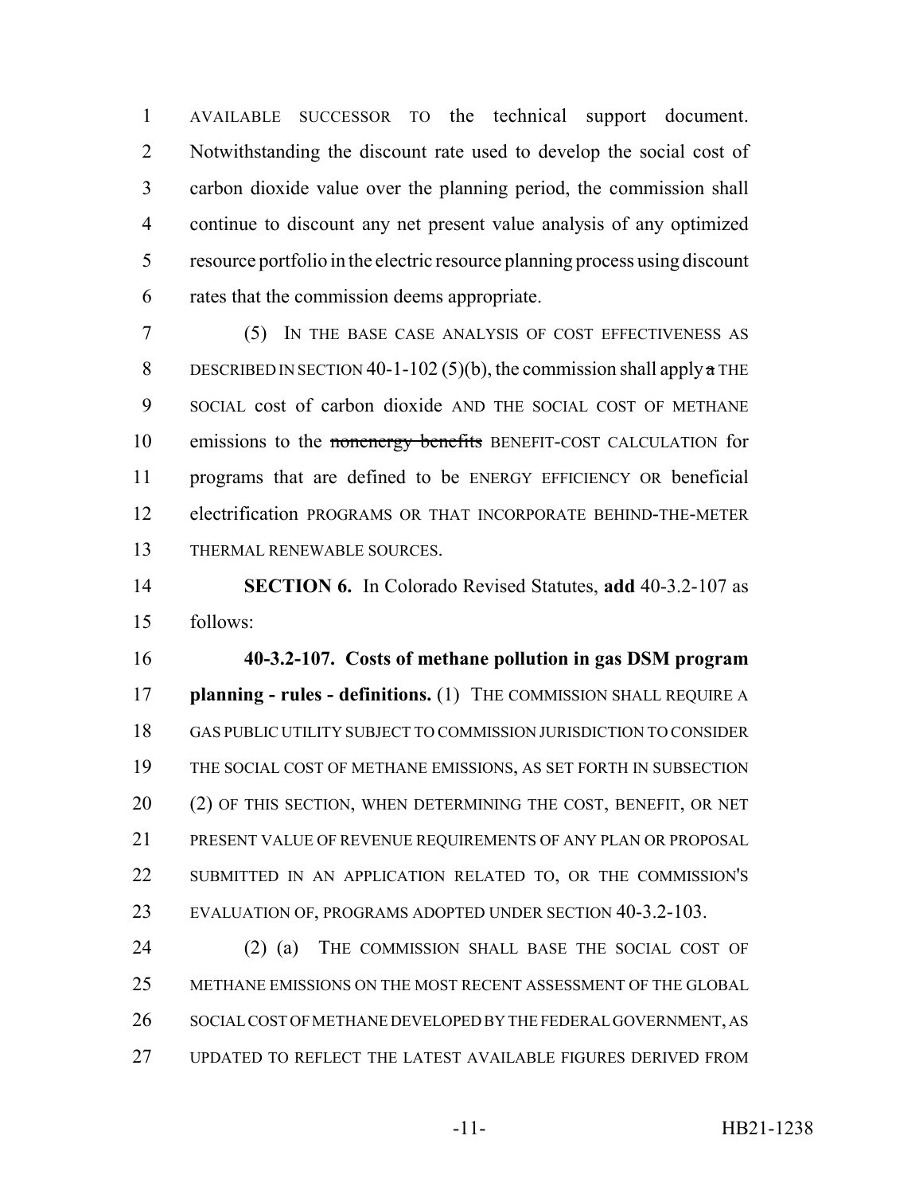AVAILABLE SUCCESSOR TO the technical support document. Notwithstanding the discount rate used to develop the social cost of carbon dioxide value over the planning period, the commission shall continue to discount any net present value analysis of any optimized resource portfolio in the electric resource planning process using discount rates that the commission deems appropriate.

(5) IN THE BASE CASE ANALYSIS OF COST EFFECTIVENESS AS DESCRIBED IN SECTION 40-1-102 (5)(b), the commission shall apply ~~a~~ THE SOCIAL cost of carbon dioxide AND THE SOCIAL COST OF METHANE emissions to the ~~nonenergy benefits~~ BENEFIT-COST CALCULATION for programs that are defined to be ENERGY EFFICIENCY OR beneficial electrification PROGRAMS OR THAT INCORPORATE BEHIND-THE-METER THERMAL RENEWABLE SOURCES.

**SECTION 6.** In Colorado Revised Statutes, **add** 40-3.2-107 as follows:

**40-3.2-107. Costs of methane pollution in gas DSM program planning - rules - definitions.** (1) THE COMMISSION SHALL REQUIRE A GAS PUBLIC UTILITY SUBJECT TO COMMISSION JURISDICTION TO CONSIDER THE SOCIAL COST OF METHANE EMISSIONS, AS SET FORTH IN SUBSECTION (2) OF THIS SECTION, WHEN DETERMINING THE COST, BENEFIT, OR NET PRESENT VALUE OF REVENUE REQUIREMENTS OF ANY PLAN OR PROPOSAL SUBMITTED IN AN APPLICATION RELATED TO, OR THE COMMISSION'S EVALUATION OF, PROGRAMS ADOPTED UNDER SECTION 40-3.2-103.

(2) (a) THE COMMISSION SHALL BASE THE SOCIAL COST OF METHANE EMISSIONS ON THE MOST RECENT ASSESSMENT OF THE GLOBAL SOCIAL COST OF METHANE DEVELOPED BY THE FEDERAL GOVERNMENT, AS UPDATED TO REFLECT THE LATEST AVAILABLE FIGURES DERIVED FROM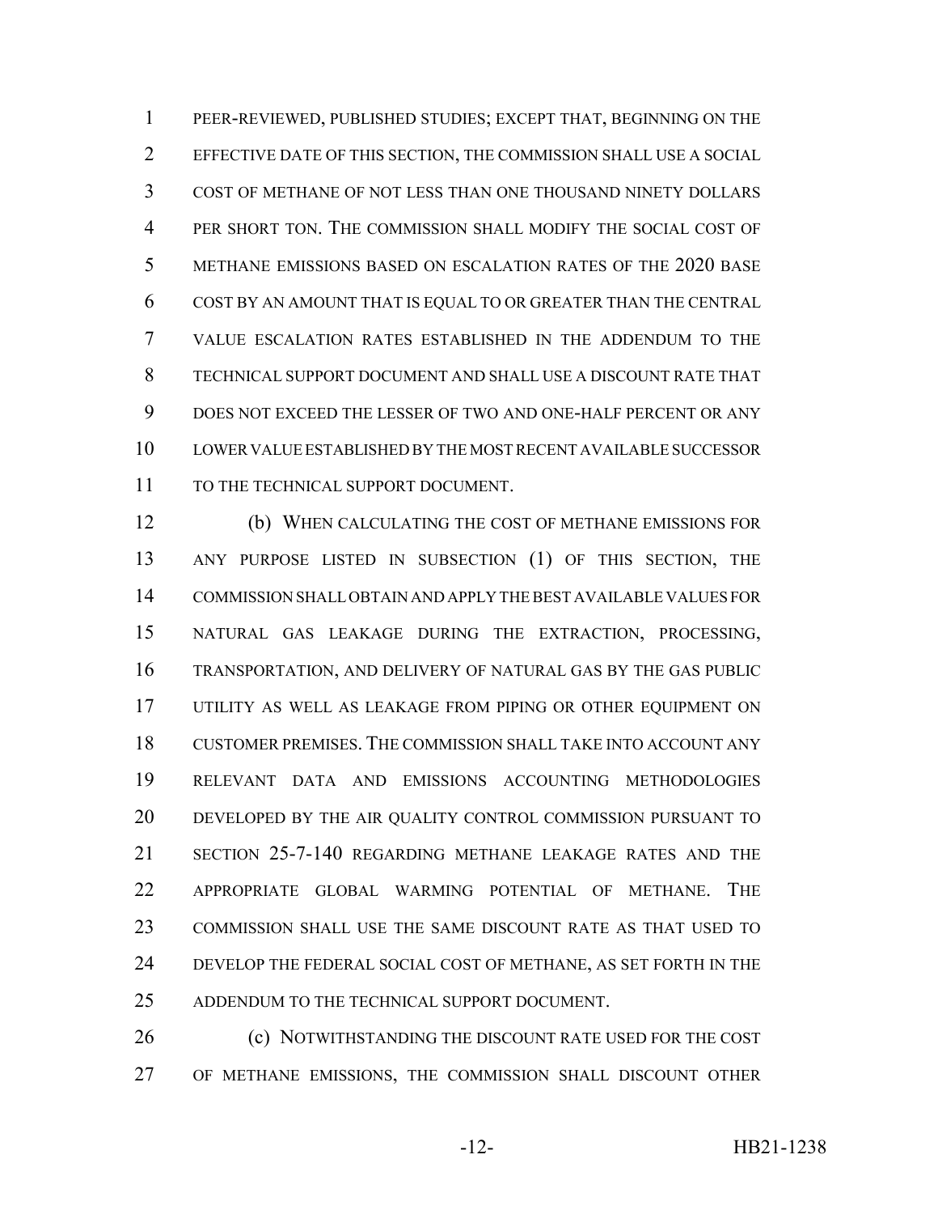PEER-REVIEWED, PUBLISHED STUDIES; EXCEPT THAT, BEGINNING ON THE EFFECTIVE DATE OF THIS SECTION, THE COMMISSION SHALL USE A SOCIAL COST OF METHANE OF NOT LESS THAN ONE THOUSAND NINETY DOLLARS PER SHORT TON. THE COMMISSION SHALL MODIFY THE SOCIAL COST OF METHANE EMISSIONS BASED ON ESCALATION RATES OF THE 2020 BASE COST BY AN AMOUNT THAT IS EQUAL TO OR GREATER THAN THE CENTRAL VALUE ESCALATION RATES ESTABLISHED IN THE ADDENDUM TO THE TECHNICAL SUPPORT DOCUMENT AND SHALL USE A DISCOUNT RATE THAT DOES NOT EXCEED THE LESSER OF TWO AND ONE-HALF PERCENT OR ANY LOWER VALUE ESTABLISHED BY THE MOST RECENT AVAILABLE SUCCESSOR TO THE TECHNICAL SUPPORT DOCUMENT.

(b) WHEN CALCULATING THE COST OF METHANE EMISSIONS FOR ANY PURPOSE LISTED IN SUBSECTION (1) OF THIS SECTION, THE COMMISSION SHALL OBTAIN AND APPLY THE BEST AVAILABLE VALUES FOR NATURAL GAS LEAKAGE DURING THE EXTRACTION, PROCESSING, TRANSPORTATION, AND DELIVERY OF NATURAL GAS BY THE GAS PUBLIC UTILITY AS WELL AS LEAKAGE FROM PIPING OR OTHER EQUIPMENT ON CUSTOMER PREMISES. THE COMMISSION SHALL TAKE INTO ACCOUNT ANY RELEVANT DATA AND EMISSIONS ACCOUNTING METHODOLOGIES DEVELOPED BY THE AIR QUALITY CONTROL COMMISSION PURSUANT TO SECTION 25-7-140 REGARDING METHANE LEAKAGE RATES AND THE APPROPRIATE GLOBAL WARMING POTENTIAL OF METHANE. THE COMMISSION SHALL USE THE SAME DISCOUNT RATE AS THAT USED TO DEVELOP THE FEDERAL SOCIAL COST OF METHANE, AS SET FORTH IN THE ADDENDUM TO THE TECHNICAL SUPPORT DOCUMENT.

(c) NOTWITHSTANDING THE DISCOUNT RATE USED FOR THE COST OF METHANE EMISSIONS, THE COMMISSION SHALL DISCOUNT OTHER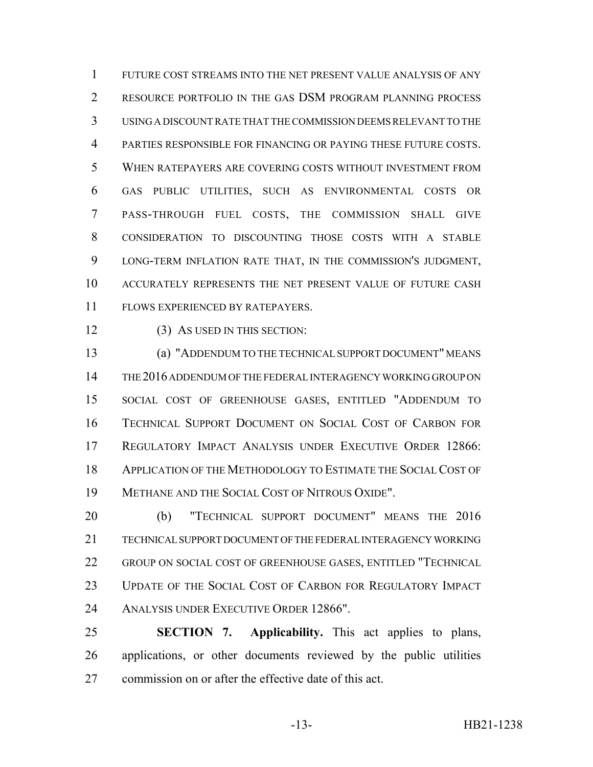FUTURE COST STREAMS INTO THE NET PRESENT VALUE ANALYSIS OF ANY RESOURCE PORTFOLIO IN THE GAS DSM PROGRAM PLANNING PROCESS USING A DISCOUNT RATE THAT THE COMMISSION DEEMS RELEVANT TO THE PARTIES RESPONSIBLE FOR FINANCING OR PAYING THESE FUTURE COSTS. WHEN RATEPAYERS ARE COVERING COSTS WITHOUT INVESTMENT FROM GAS PUBLIC UTILITIES, SUCH AS ENVIRONMENTAL COSTS OR PASS-THROUGH FUEL COSTS, THE COMMISSION SHALL GIVE CONSIDERATION TO DISCOUNTING THOSE COSTS WITH A STABLE LONG-TERM INFLATION RATE THAT, IN THE COMMISSION'S JUDGMENT, ACCURATELY REPRESENTS THE NET PRESENT VALUE OF FUTURE CASH FLOWS EXPERIENCED BY RATEPAYERS.

(3) AS USED IN THIS SECTION:

(a) "ADDENDUM TO THE TECHNICAL SUPPORT DOCUMENT" MEANS THE 2016 ADDENDUM OF THE FEDERAL INTERAGENCY WORKING GROUP ON SOCIAL COST OF GREENHOUSE GASES, ENTITLED "ADDENDUM TO TECHNICAL SUPPORT DOCUMENT ON SOCIAL COST OF CARBON FOR REGULATORY IMPACT ANALYSIS UNDER EXECUTIVE ORDER 12866: APPLICATION OF THE METHODOLOGY TO ESTIMATE THE SOCIAL COST OF METHANE AND THE SOCIAL COST OF NITROUS OXIDE".

(b) "TECHNICAL SUPPORT DOCUMENT" MEANS THE 2016 TECHNICAL SUPPORT DOCUMENT OF THE FEDERAL INTERAGENCY WORKING GROUP ON SOCIAL COST OF GREENHOUSE GASES, ENTITLED "TECHNICAL UPDATE OF THE SOCIAL COST OF CARBON FOR REGULATORY IMPACT ANALYSIS UNDER EXECUTIVE ORDER 12866".

**SECTION 7. Applicability.** This act applies to plans, applications, or other documents reviewed by the public utilities commission on or after the effective date of this act.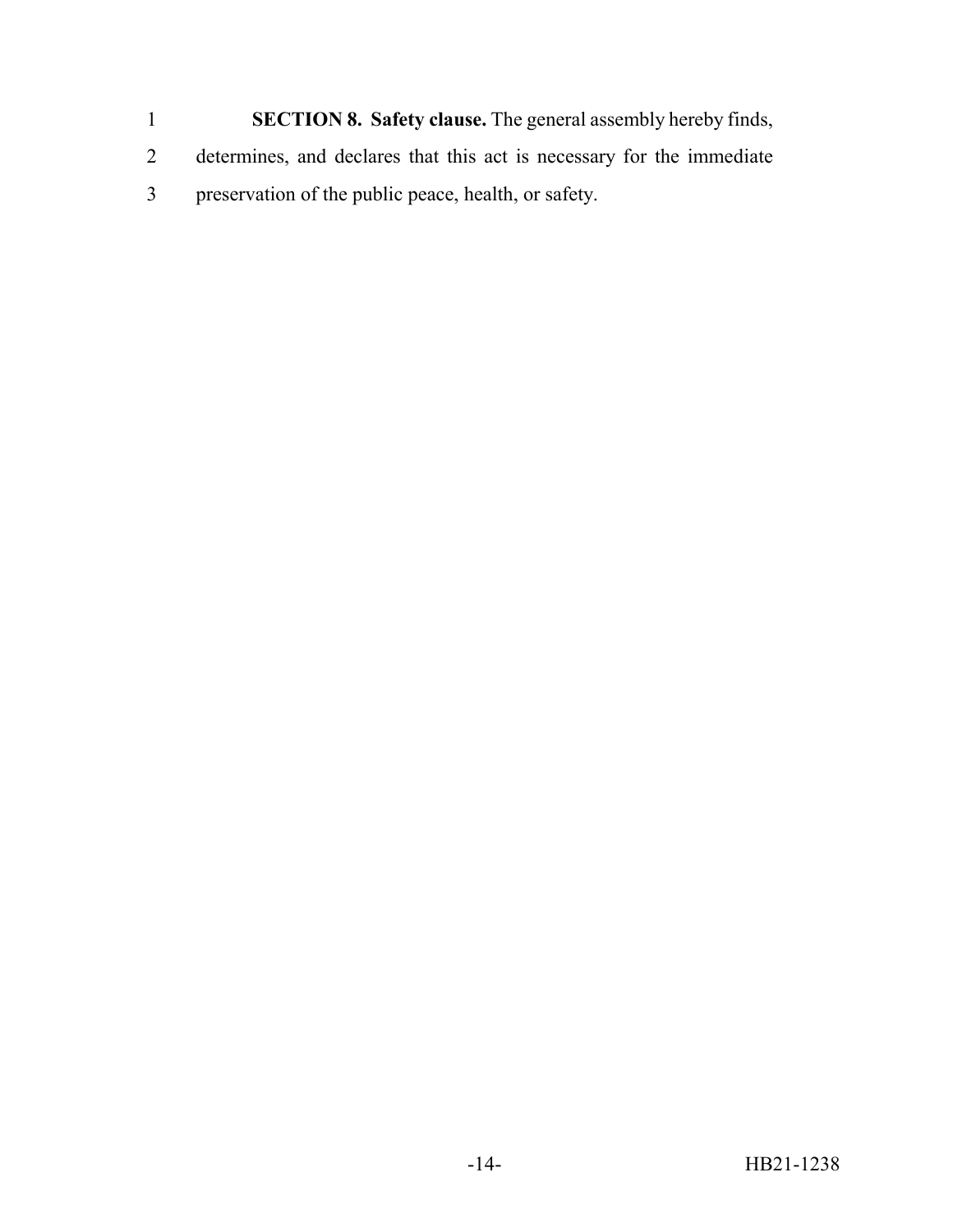**SECTION 8. Safety clause.** The general assembly hereby finds, determines, and declares that this act is necessary for the immediate preservation of the public peace, health, or safety.